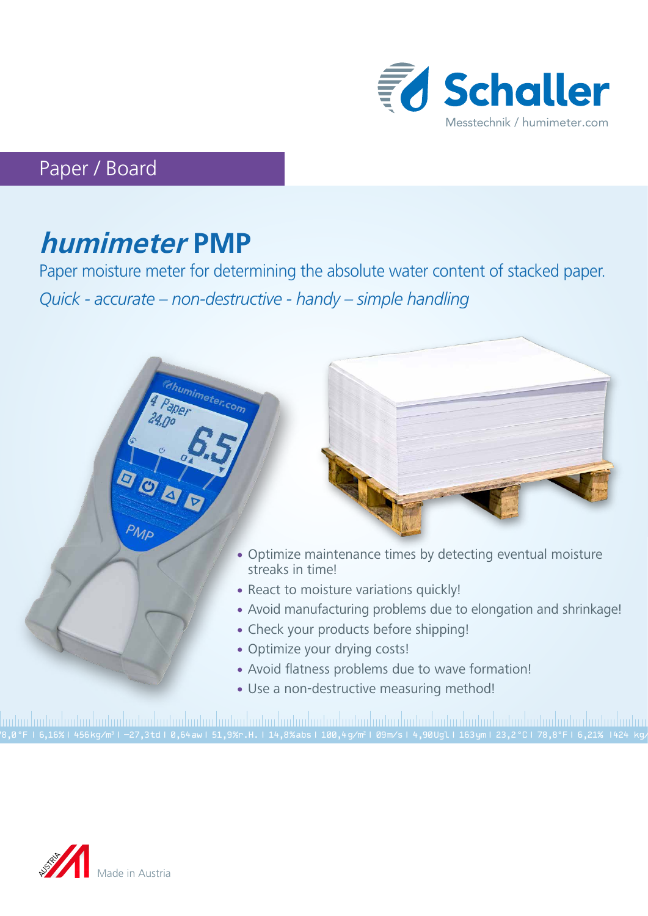Schaller

Messtechnik / humimeter.com

Paper / Board

# *humimeter* PMP

Paper moisture meter for determining the absolute water content of stacked paper.

*Quick - accurate – non-destructive - handy – simple handling*

- Optimize maintenance times by detecting eventual moisture streaks in time!
- React to moisture variations quickly!
- Avoid manufacturing problems due to elongation and shrinkage!
- Check your products before shipping!
- Optimize your drying costs!
- Avoid flatness problems due to wave formation!
- Use a non-destructive measuring method!

Made in Austria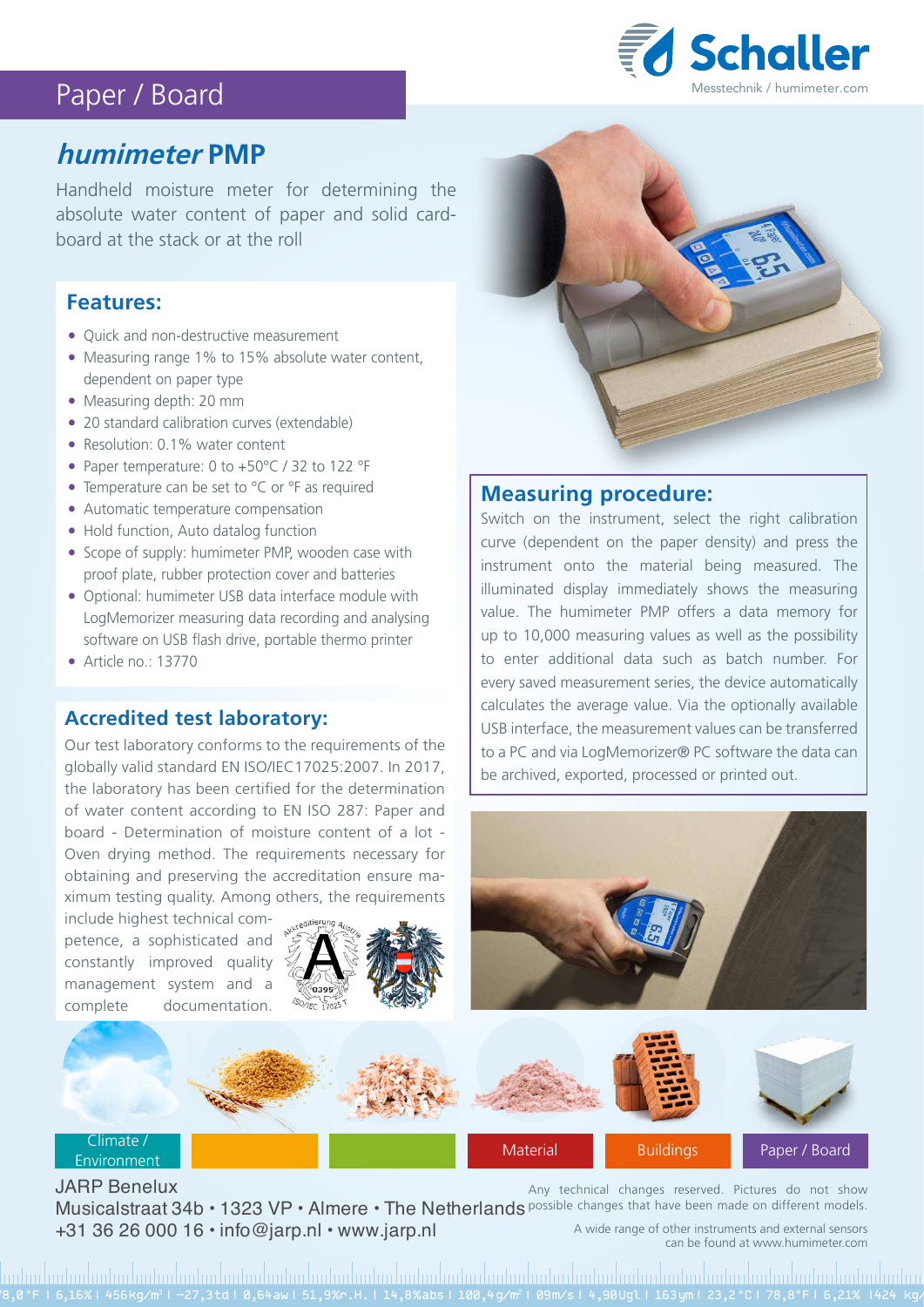Schaller
Messtechnik / humimeter.com

# Paper / Board

## *humimeter* PMP

Handheld moisture meter for determining the absolute water content of paper and solid cardboard at the stack or at the roll

### Features:

- Quick and non-destructive measurement
- Measuring range 1% to 15% absolute water content, dependent on paper type
- Measuring depth: 20 mm
- 20 standard calibration curves (extendable)
- Resolution: 0.1% water content
- Paper temperature: 0 to +50°C / 32 to 122 °F
- Temperature can be set to °C or °F as required
- Automatic temperature compensation
- Hold function, Auto datalog function
- Scope of supply: humimeter PMP, wooden case with proof plate, rubber protection cover and batteries
- Optional: humimeter USB data interface module with LogMemorizer measuring data recording and analysing software on USB flash drive, portable thermo printer
- Article no.: 13770

### Accredited test laboratory:

Our test laboratory conforms to the requirements of the globally valid standard EN ISO/IEC17025:2007. In 2017, the laboratory has been certified for the determination of water content according to EN ISO 287: Paper and board - Determination of moisture content of a lot - Oven drying method. The requirements necessary for obtaining and preserving the accreditation ensure maximum testing quality. Among others, the requirements include highest technical competence, a sophisticated and constantly improved quality management system and a complete documentation.

### Measuring procedure:

Switch on the instrument, select the right calibration curve (dependent on the paper density) and press the instrument onto the material being measured. The illuminated display immediately shows the measuring value. The humimeter PMP offers a data memory for up to 10,000 measuring values as well as the possibility to enter additional data such as batch number. For every saved measurement series, the device automatically calculates the average value. Via the optionally available USB interface, the measurement values can be transferred to a PC and via LogMemorizer® PC software the data can be archived, exported, processed or printed out.

Climate / Environment | Material | Buildings | Paper / Board

JARP Benelux
Musicalstraat 34b • 1323 VP • Almere • The Netherlands
+31 36 26 000 16 • info@jarp.nl • www.jarp.nl

Any technical changes reserved. Pictures do not show possible changes that have been made on different models.

A wide range of other instruments and external sensors can be found at www.humimeter.com